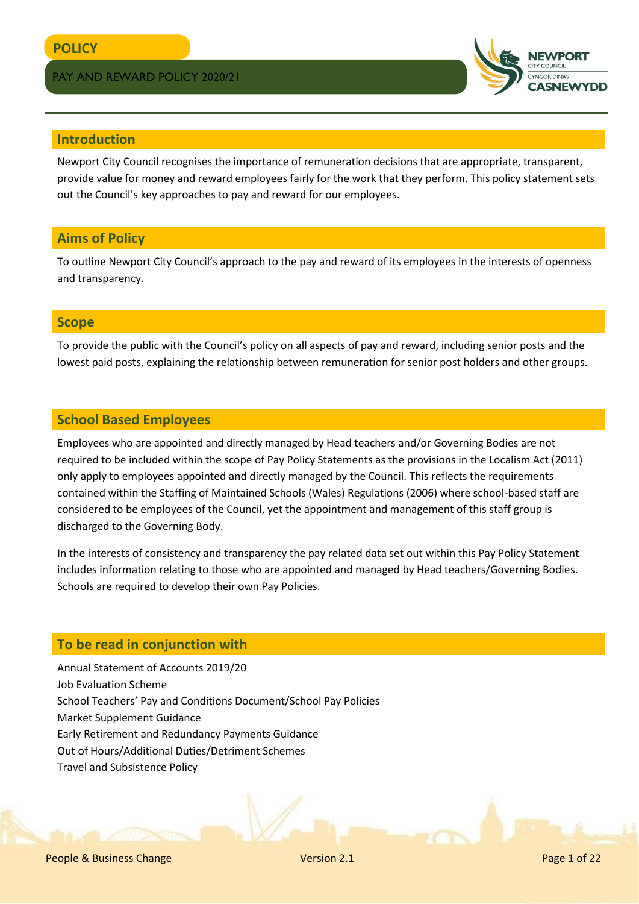**POLICY**

PAY AND REWARD POLICY 2020/21

## Introduction

Newport City Council recognises the importance of remuneration decisions that are appropriate, transparent, provide value for money and reward employees fairly for the work that they perform. This policy statement sets out the Council's key approaches to pay and reward for our employees.

## Aims of Policy

To outline Newport City Council's approach to the pay and reward of its employees in the interests of openness and transparency.

## Scope

To provide the public with the Council's policy on all aspects of pay and reward, including senior posts and the lowest paid posts, explaining the relationship between remuneration for senior post holders and other groups.

## School Based Employees

Employees who are appointed and directly managed by Head teachers and/or Governing Bodies are not required to be included within the scope of Pay Policy Statements as the provisions in the Localism Act (2011) only apply to employees appointed and directly managed by the Council. This reflects the requirements contained within the Staffing of Maintained Schools (Wales) Regulations (2006) where school-based staff are considered to be employees of the Council, yet the appointment and management of this staff group is discharged to the Governing Body.

In the interests of consistency and transparency the pay related data set out within this Pay Policy Statement includes information relating to those who are appointed and managed by Head teachers/Governing Bodies. Schools are required to develop their own Pay Policies.

## To be read in conjunction with

Annual Statement of Accounts 2019/20
Job Evaluation Scheme
School Teachers' Pay and Conditions Document/School Pay Policies
Market Supplement Guidance
Early Retirement and Redundancy Payments Guidance
Out of Hours/Additional Duties/Detriment Schemes
Travel and Subsistence Policy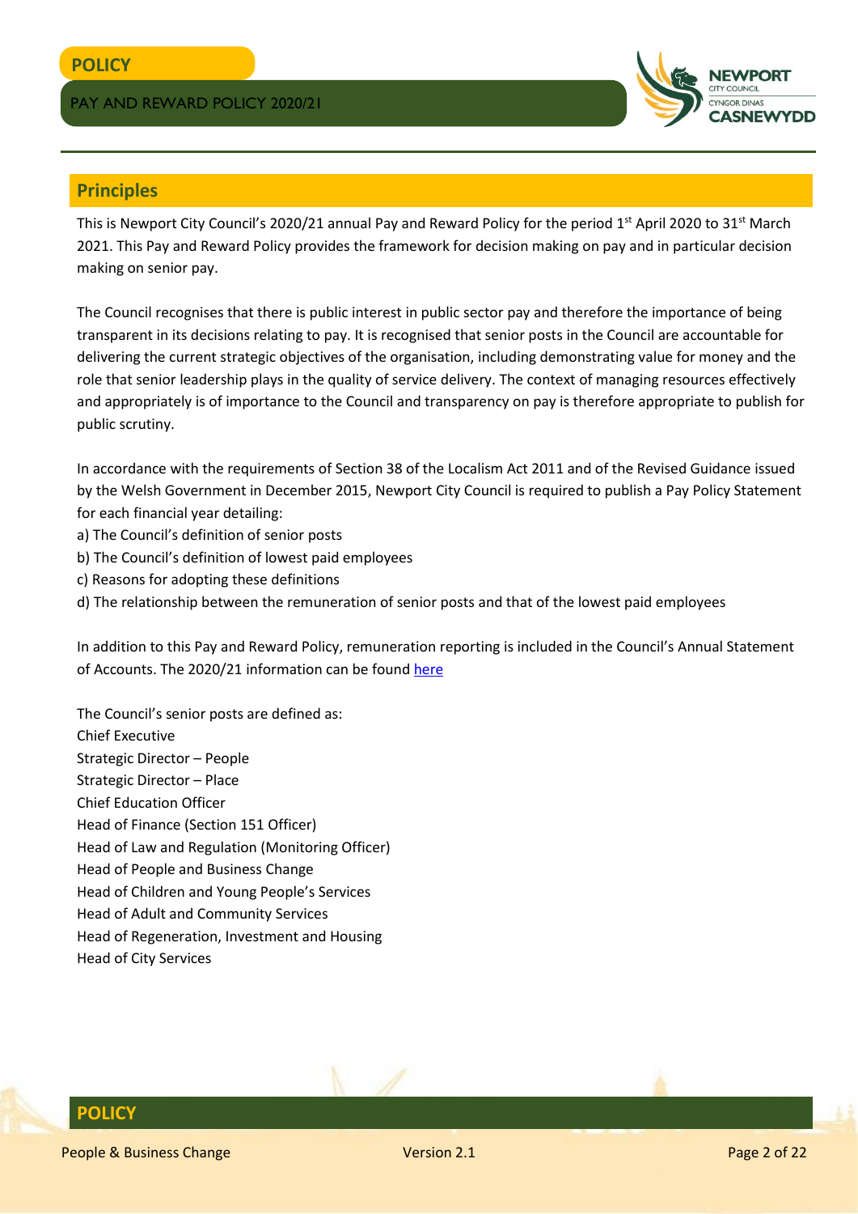## Principles

This is Newport City Council's 2020/21 annual Pay and Reward Policy for the period 1st April 2020 to 31st March 2021. This Pay and Reward Policy provides the framework for decision making on pay and in particular decision making on senior pay.

The Council recognises that there is public interest in public sector pay and therefore the importance of being transparent in its decisions relating to pay. It is recognised that senior posts in the Council are accountable for delivering the current strategic objectives of the organisation, including demonstrating value for money and the role that senior leadership plays in the quality of service delivery. The context of managing resources effectively and appropriately is of importance to the Council and transparency on pay is therefore appropriate to publish for public scrutiny.

In accordance with the requirements of Section 38 of the Localism Act 2011 and of the Revised Guidance issued by the Welsh Government in December 2015, Newport City Council is required to publish a Pay Policy Statement for each financial year detailing:

a) The Council's definition of senior posts
b) The Council's definition of lowest paid employees
c) Reasons for adopting these definitions
d) The relationship between the remuneration of senior posts and that of the lowest paid employees

In addition to this Pay and Reward Policy, remuneration reporting is included in the Council's Annual Statement of Accounts. The 2020/21 information can be found here

The Council's senior posts are defined as:

Chief Executive
Strategic Director – People
Strategic Director – Place
Chief Education Officer
Head of Finance (Section 151 Officer)
Head of Law and Regulation (Monitoring Officer)
Head of People and Business Change
Head of Children and Young People's Services
Head of Adult and Community Services
Head of Regeneration, Investment and Housing
Head of City Services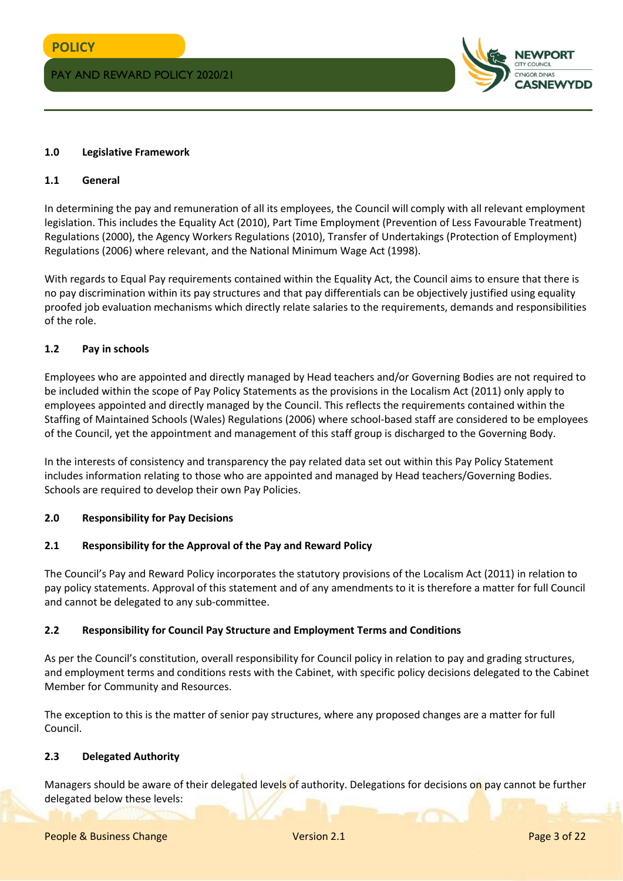## 1.0 Legislative Framework

### 1.1 General

In determining the pay and remuneration of all its employees, the Council will comply with all relevant employment legislation. This includes the Equality Act (2010), Part Time Employment (Prevention of Less Favourable Treatment) Regulations (2000), the Agency Workers Regulations (2010), Transfer of Undertakings (Protection of Employment) Regulations (2006) where relevant, and the National Minimum Wage Act (1998).

With regards to Equal Pay requirements contained within the Equality Act, the Council aims to ensure that there is no pay discrimination within its pay structures and that pay differentials can be objectively justified using equality proofed job evaluation mechanisms which directly relate salaries to the requirements, demands and responsibilities of the role.

### 1.2 Pay in schools

Employees who are appointed and directly managed by Head teachers and/or Governing Bodies are not required to be included within the scope of Pay Policy Statements as the provisions in the Localism Act (2011) only apply to employees appointed and directly managed by the Council. This reflects the requirements contained within the Staffing of Maintained Schools (Wales) Regulations (2006) where school-based staff are considered to be employees of the Council, yet the appointment and management of this staff group is discharged to the Governing Body.

In the interests of consistency and transparency the pay related data set out within this Pay Policy Statement includes information relating to those who are appointed and managed by Head teachers/Governing Bodies. Schools are required to develop their own Pay Policies.

## 2.0 Responsibility for Pay Decisions

### 2.1 Responsibility for the Approval of the Pay and Reward Policy

The Council's Pay and Reward Policy incorporates the statutory provisions of the Localism Act (2011) in relation to pay policy statements. Approval of this statement and of any amendments to it is therefore a matter for full Council and cannot be delegated to any sub-committee.

### 2.2 Responsibility for Council Pay Structure and Employment Terms and Conditions

As per the Council's constitution, overall responsibility for Council policy in relation to pay and grading structures, and employment terms and conditions rests with the Cabinet, with specific policy decisions delegated to the Cabinet Member for Community and Resources.

The exception to this is the matter of senior pay structures, where any proposed changes are a matter for full Council.

### 2.3 Delegated Authority

Managers should be aware of their delegated levels of authority. Delegations for decisions on pay cannot be further delegated below these levels: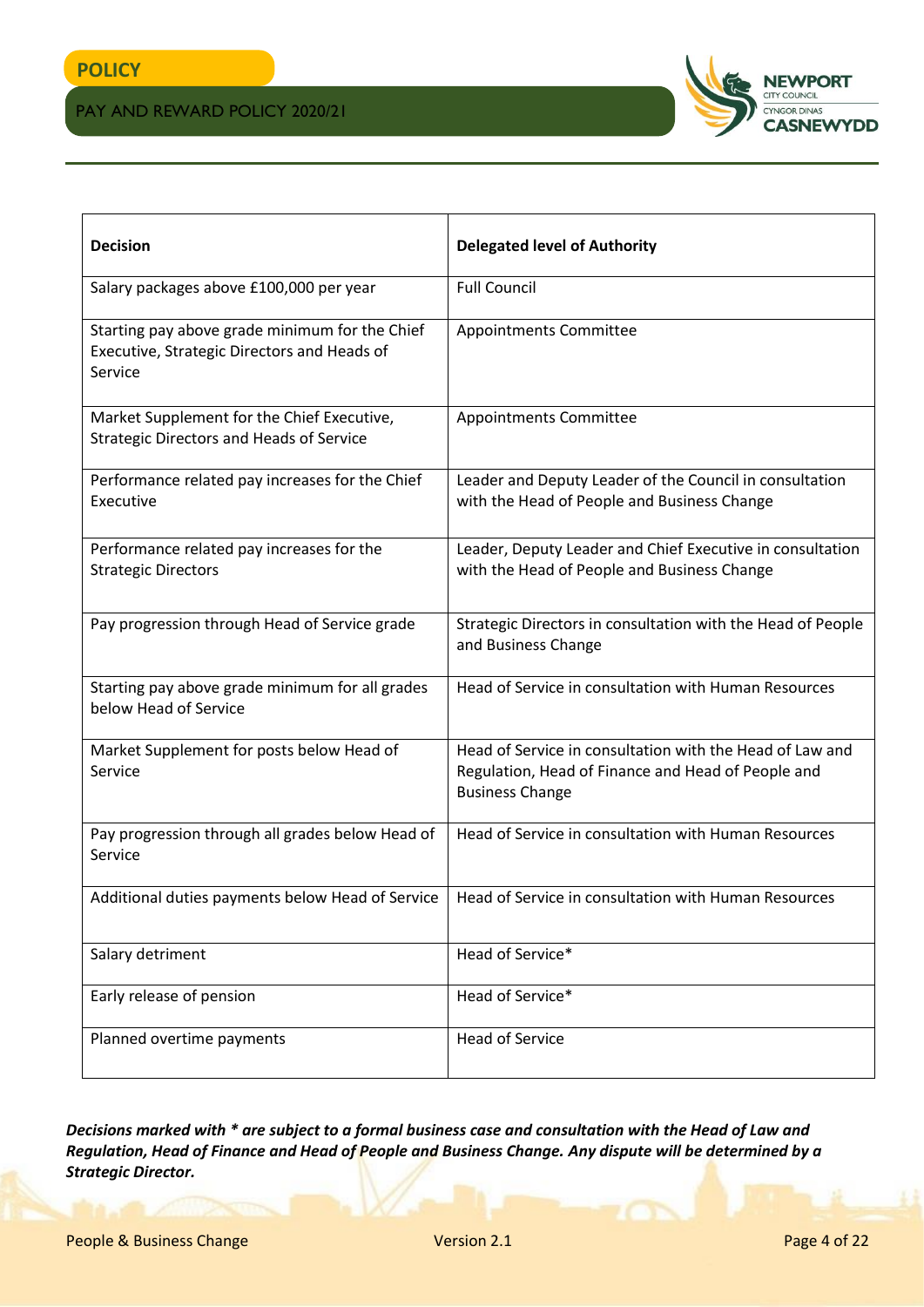| Decision | Delegated level of Authority |
|---|---|
| Salary packages above £100,000 per year | Full Council |
| Starting pay above grade minimum for the Chief Executive, Strategic Directors and Heads of Service | Appointments Committee |
| Market Supplement for the Chief Executive, Strategic Directors and Heads of Service | Appointments Committee |
| Performance related pay increases for the Chief Executive | Leader and Deputy Leader of the Council in consultation with the Head of People and Business Change |
| Performance related pay increases for the Strategic Directors | Leader, Deputy Leader and Chief Executive in consultation with the Head of People and Business Change |
| Pay progression through Head of Service grade | Strategic Directors in consultation with the Head of People and Business Change |
| Starting pay above grade minimum for all grades below Head of Service | Head of Service in consultation with Human Resources |
| Market Supplement for posts below Head of Service | Head of Service in consultation with the Head of Law and Regulation, Head of Finance and Head of People and Business Change |
| Pay progression through all grades below Head of Service | Head of Service in consultation with Human Resources |
| Additional duties payments below Head of Service | Head of Service in consultation with Human Resources |
| Salary detriment | Head of Service* |
| Early release of pension | Head of Service* |
| Planned overtime payments | Head of Service |

***Decisions marked with * are subject to a formal business case and consultation with the Head of Law and Regulation, Head of Finance and Head of People and Business Change. Any dispute will be determined by a Strategic Director.***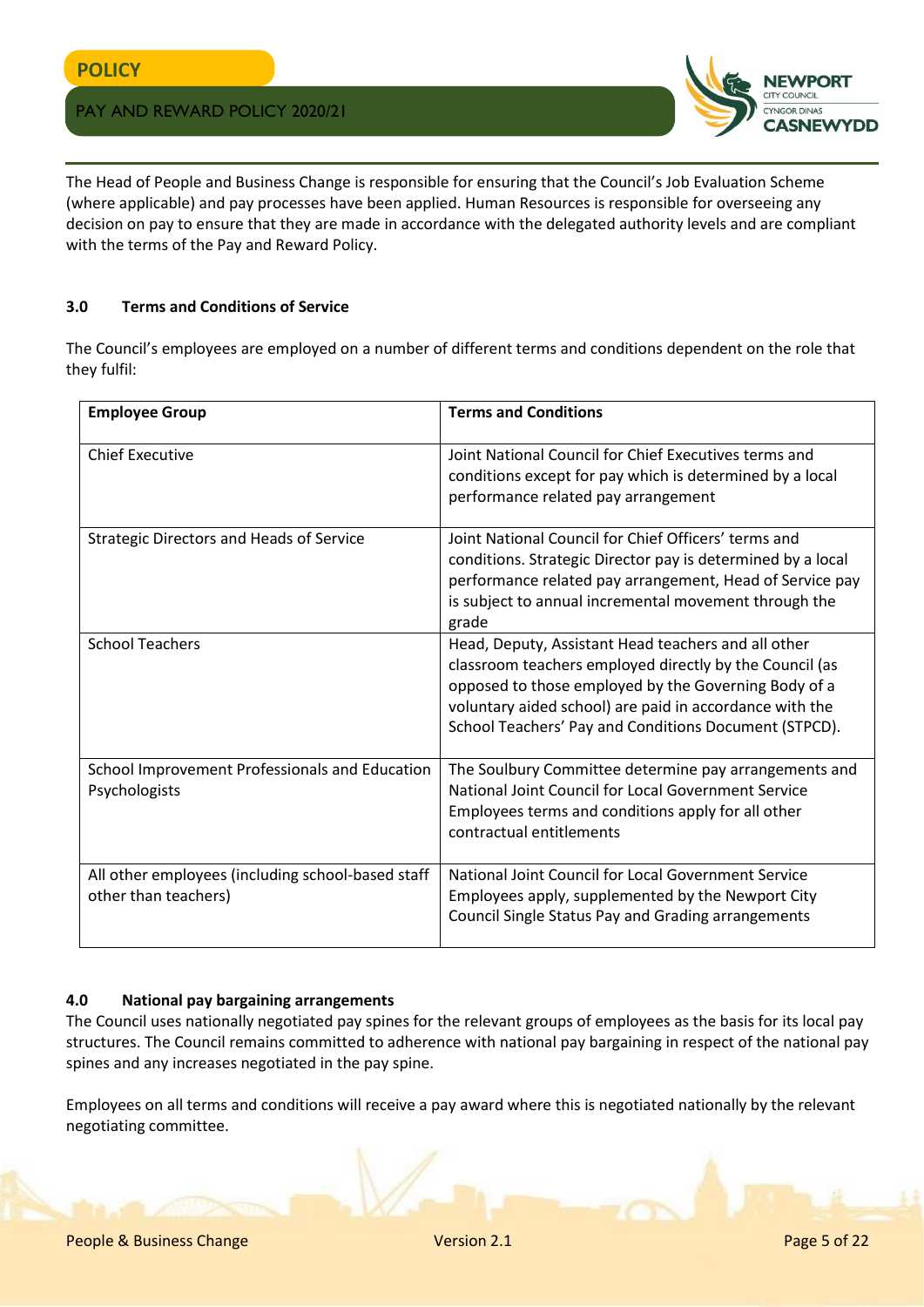The Head of People and Business Change is responsible for ensuring that the Council's Job Evaluation Scheme (where applicable) and pay processes have been applied. Human Resources is responsible for overseeing any decision on pay to ensure that they are made in accordance with the delegated authority levels and are compliant with the terms of the Pay and Reward Policy.

## 3.0 Terms and Conditions of Service

The Council's employees are employed on a number of different terms and conditions dependent on the role that they fulfil:

| **Employee Group** | **Terms and Conditions** |
|---|---|
| Chief Executive | Joint National Council for Chief Executives terms and conditions except for pay which is determined by a local performance related pay arrangement |
| Strategic Directors and Heads of Service | Joint National Council for Chief Officers' terms and conditions. Strategic Director pay is determined by a local performance related pay arrangement, Head of Service pay is subject to annual incremental movement through the grade |
| School Teachers | Head, Deputy, Assistant Head teachers and all other classroom teachers employed directly by the Council (as opposed to those employed by the Governing Body of a voluntary aided school) are paid in accordance with the School Teachers' Pay and Conditions Document (STPCD). |
| School Improvement Professionals and Education Psychologists | The Soulbury Committee determine pay arrangements and National Joint Council for Local Government Service Employees terms and conditions apply for all other contractual entitlements |
| All other employees (including school-based staff other than teachers) | National Joint Council for Local Government Service Employees apply, supplemented by the Newport City Council Single Status Pay and Grading arrangements |

## 4.0 National pay bargaining arrangements

The Council uses nationally negotiated pay spines for the relevant groups of employees as the basis for its local pay structures. The Council remains committed to adherence with national pay bargaining in respect of the national pay spines and any increases negotiated in the pay spine.

Employees on all terms and conditions will receive a pay award where this is negotiated nationally by the relevant negotiating committee.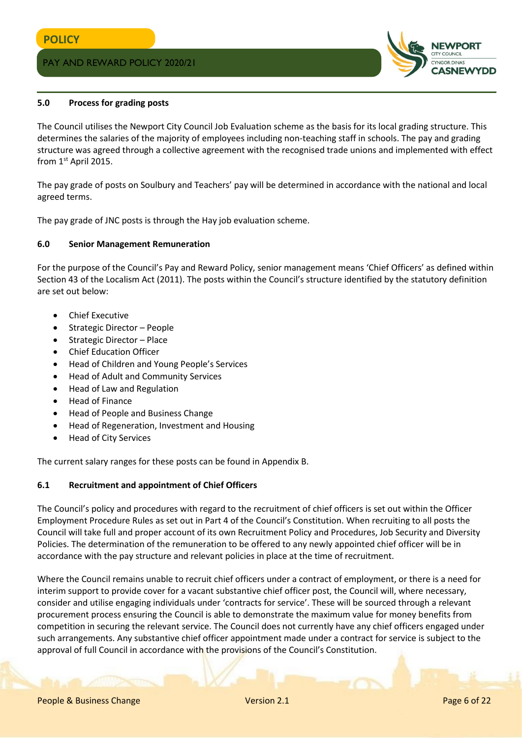## 5.0 Process for grading posts

The Council utilises the Newport City Council Job Evaluation scheme as the basis for its local grading structure. This determines the salaries of the majority of employees including non-teaching staff in schools. The pay and grading structure was agreed through a collective agreement with the recognised trade unions and implemented with effect from 1st April 2015.

The pay grade of posts on Soulbury and Teachers' pay will be determined in accordance with the national and local agreed terms.

The pay grade of JNC posts is through the Hay job evaluation scheme.

## 6.0 Senior Management Remuneration

For the purpose of the Council's Pay and Reward Policy, senior management means 'Chief Officers' as defined within Section 43 of the Localism Act (2011). The posts within the Council's structure identified by the statutory definition are set out below:

- Chief Executive
- Strategic Director – People
- Strategic Director – Place
- Chief Education Officer
- Head of Children and Young People's Services
- Head of Adult and Community Services
- Head of Law and Regulation
- Head of Finance
- Head of People and Business Change
- Head of Regeneration, Investment and Housing
- Head of City Services

The current salary ranges for these posts can be found in Appendix B.

### 6.1 Recruitment and appointment of Chief Officers

The Council's policy and procedures with regard to the recruitment of chief officers is set out within the Officer Employment Procedure Rules as set out in Part 4 of the Council's Constitution. When recruiting to all posts the Council will take full and proper account of its own Recruitment Policy and Procedures, Job Security and Diversity Policies. The determination of the remuneration to be offered to any newly appointed chief officer will be in accordance with the pay structure and relevant policies in place at the time of recruitment.

Where the Council remains unable to recruit chief officers under a contract of employment, or there is a need for interim support to provide cover for a vacant substantive chief officer post, the Council will, where necessary, consider and utilise engaging individuals under 'contracts for service'. These will be sourced through a relevant procurement process ensuring the Council is able to demonstrate the maximum value for money benefits from competition in securing the relevant service. The Council does not currently have any chief officers engaged under such arrangements. Any substantive chief officer appointment made under a contract for service is subject to the approval of full Council in accordance with the provisions of the Council's Constitution.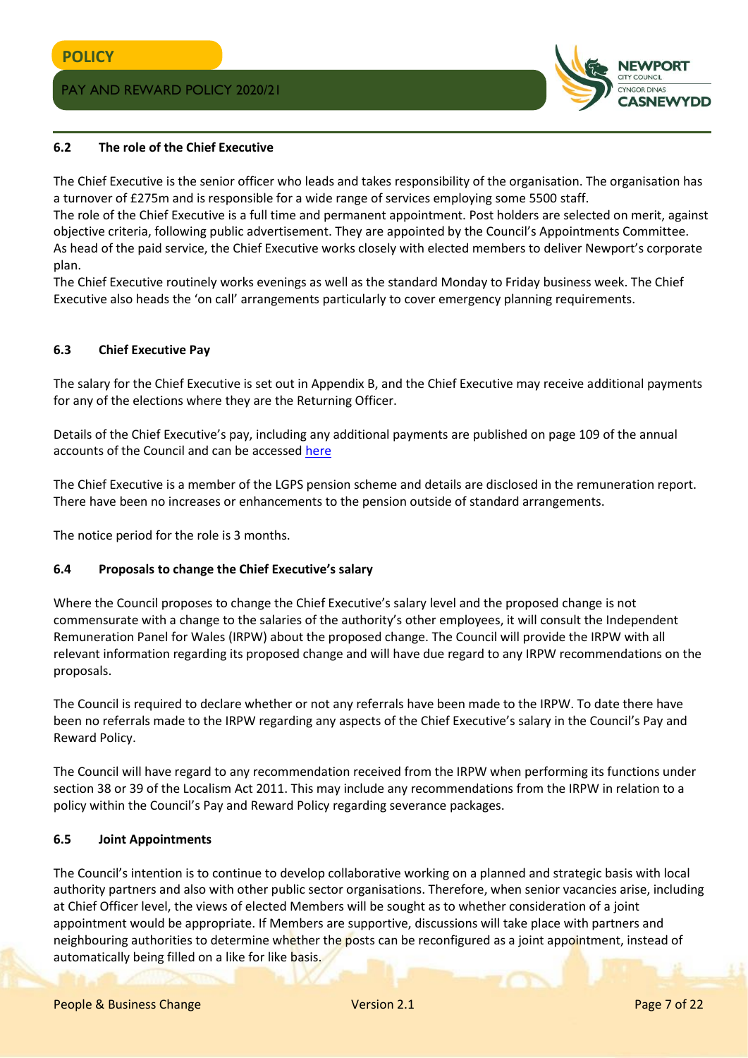### 6.2 The role of the Chief Executive

The Chief Executive is the senior officer who leads and takes responsibility of the organisation. The organisation has a turnover of £275m and is responsible for a wide range of services employing some 5500 staff.
The role of the Chief Executive is a full time and permanent appointment. Post holders are selected on merit, against objective criteria, following public advertisement. They are appointed by the Council's Appointments Committee.
As head of the paid service, the Chief Executive works closely with elected members to deliver Newport's corporate plan.
The Chief Executive routinely works evenings as well as the standard Monday to Friday business week. The Chief Executive also heads the 'on call' arrangements particularly to cover emergency planning requirements.

### 6.3 Chief Executive Pay

The salary for the Chief Executive is set out in Appendix B, and the Chief Executive may receive additional payments for any of the elections where they are the Returning Officer.

Details of the Chief Executive's pay, including any additional payments are published on page 109 of the annual accounts of the Council and can be accessed here

The Chief Executive is a member of the LGPS pension scheme and details are disclosed in the remuneration report. There have been no increases or enhancements to the pension outside of standard arrangements.

The notice period for the role is 3 months.

### 6.4 Proposals to change the Chief Executive's salary

Where the Council proposes to change the Chief Executive's salary level and the proposed change is not commensurate with a change to the salaries of the authority's other employees, it will consult the Independent Remuneration Panel for Wales (IRPW) about the proposed change. The Council will provide the IRPW with all relevant information regarding its proposed change and will have due regard to any IRPW recommendations on the proposals.

The Council is required to declare whether or not any referrals have been made to the IRPW. To date there have been no referrals made to the IRPW regarding any aspects of the Chief Executive's salary in the Council's Pay and Reward Policy.

The Council will have regard to any recommendation received from the IRPW when performing its functions under section 38 or 39 of the Localism Act 2011. This may include any recommendations from the IRPW in relation to a policy within the Council's Pay and Reward Policy regarding severance packages.

### 6.5 Joint Appointments

The Council's intention is to continue to develop collaborative working on a planned and strategic basis with local authority partners and also with other public sector organisations. Therefore, when senior vacancies arise, including at Chief Officer level, the views of elected Members will be sought as to whether consideration of a joint appointment would be appropriate. If Members are supportive, discussions will take place with partners and neighbouring authorities to determine whether the posts can be reconfigured as a joint appointment, instead of automatically being filled on a like for like basis.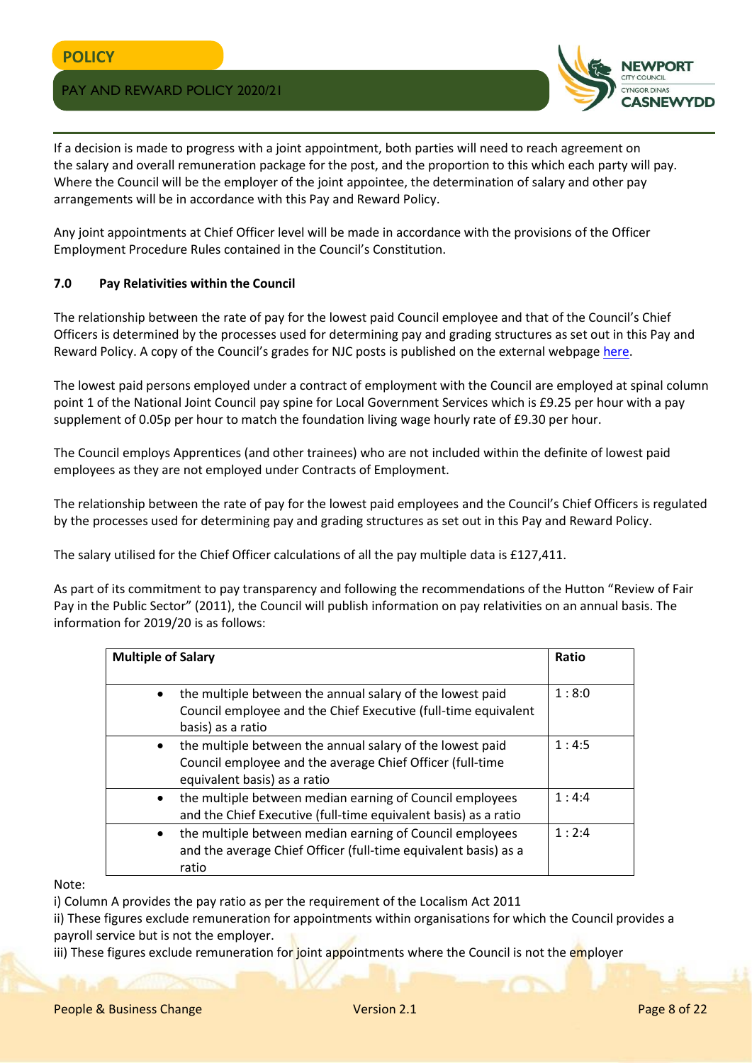If a decision is made to progress with a joint appointment, both parties will need to reach agreement on the salary and overall remuneration package for the post, and the proportion to this which each party will pay. Where the Council will be the employer of the joint appointee, the determination of salary and other pay arrangements will be in accordance with this Pay and Reward Policy.

Any joint appointments at Chief Officer level will be made in accordance with the provisions of the Officer Employment Procedure Rules contained in the Council's Constitution.

### 7.0 Pay Relativities within the Council

The relationship between the rate of pay for the lowest paid Council employee and that of the Council's Chief Officers is determined by the processes used for determining pay and grading structures as set out in this Pay and Reward Policy. A copy of the Council's grades for NJC posts is published on the external webpage here.

The lowest paid persons employed under a contract of employment with the Council are employed at spinal column point 1 of the National Joint Council pay spine for Local Government Services which is £9.25 per hour with a pay supplement of 0.05p per hour to match the foundation living wage hourly rate of £9.30 per hour.

The Council employs Apprentices (and other trainees) who are not included within the definite of lowest paid employees as they are not employed under Contracts of Employment.

The relationship between the rate of pay for the lowest paid employees and the Council's Chief Officers is regulated by the processes used for determining pay and grading structures as set out in this Pay and Reward Policy.

The salary utilised for the Chief Officer calculations of all the pay multiple data is £127,411.

As part of its commitment to pay transparency and following the recommendations of the Hutton "Review of Fair Pay in the Public Sector" (2011), the Council will publish information on pay relativities on an annual basis. The information for 2019/20 is as follows:

| Multiple of Salary | Ratio |
|---|---|
| • the multiple between the annual salary of the lowest paid Council employee and the Chief Executive (full-time equivalent basis) as a ratio | 1 : 8:0 |
| • the multiple between the annual salary of the lowest paid Council employee and the average Chief Officer (full-time equivalent basis) as a ratio | 1 : 4:5 |
| • the multiple between median earning of Council employees and the Chief Executive (full-time equivalent basis) as a ratio | 1 : 4:4 |
| • the multiple between median earning of Council employees and the average Chief Officer (full-time equivalent basis) as a ratio | 1 : 2:4 |

Note:

i) Column A provides the pay ratio as per the requirement of the Localism Act 2011

ii) These figures exclude remuneration for appointments within organisations for which the Council provides a payroll service but is not the employer.

iii) These figures exclude remuneration for joint appointments where the Council is not the employer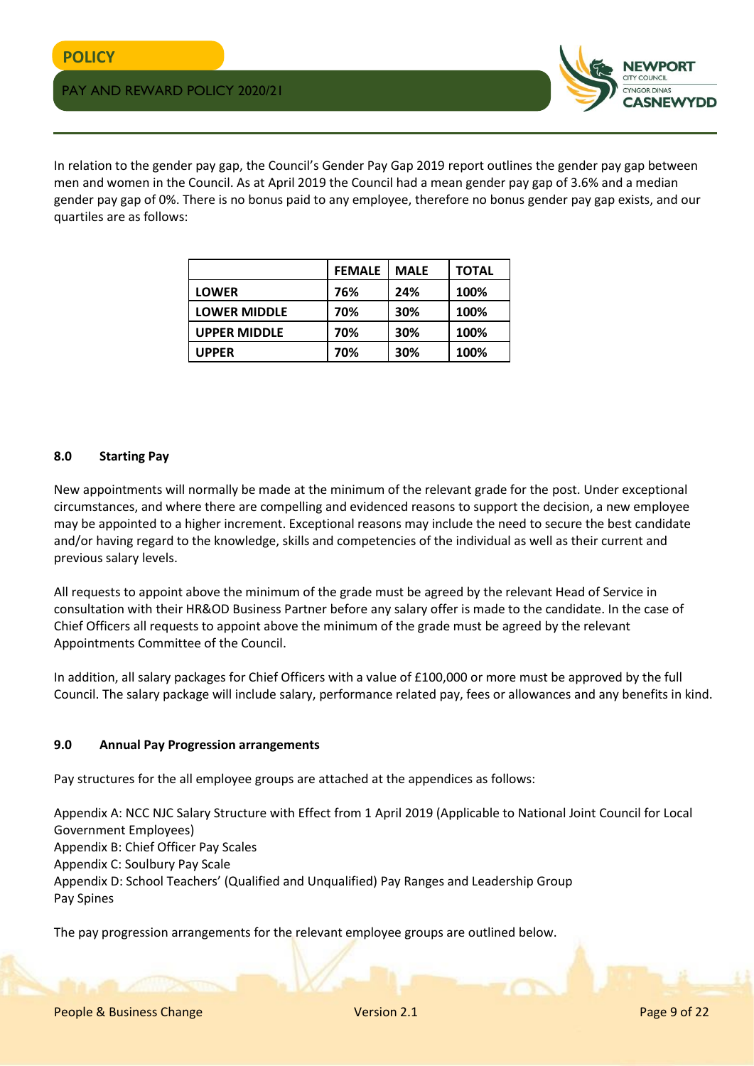In relation to the gender pay gap, the Council's Gender Pay Gap 2019 report outlines the gender pay gap between men and women in the Council. As at April 2019 the Council had a mean gender pay gap of 3.6% and a median gender pay gap of 0%. There is no bonus paid to any employee, therefore no bonus gender pay gap exists, and our quartiles are as follows:

| | **FEMALE** | **MALE** | **TOTAL** |
|---|---|---|---|
| **LOWER** | **76%** | **24%** | **100%** |
| **LOWER MIDDLE** | **70%** | **30%** | **100%** |
| **UPPER MIDDLE** | **70%** | **30%** | **100%** |
| **UPPER** | **70%** | **30%** | **100%** |

### 8.0 Starting Pay

New appointments will normally be made at the minimum of the relevant grade for the post. Under exceptional circumstances, and where there are compelling and evidenced reasons to support the decision, a new employee may be appointed to a higher increment. Exceptional reasons may include the need to secure the best candidate and/or having regard to the knowledge, skills and competencies of the individual as well as their current and previous salary levels.

All requests to appoint above the minimum of the grade must be agreed by the relevant Head of Service in consultation with their HR&OD Business Partner before any salary offer is made to the candidate. In the case of Chief Officers all requests to appoint above the minimum of the grade must be agreed by the relevant Appointments Committee of the Council.

In addition, all salary packages for Chief Officers with a value of £100,000 or more must be approved by the full Council. The salary package will include salary, performance related pay, fees or allowances and any benefits in kind.

### 9.0 Annual Pay Progression arrangements

Pay structures for the all employee groups are attached at the appendices as follows:

Appendix A: NCC NJC Salary Structure with Effect from 1 April 2019 (Applicable to National Joint Council for Local Government Employees)
Appendix B: Chief Officer Pay Scales
Appendix C: Soulbury Pay Scale
Appendix D: School Teachers' (Qualified and Unqualified) Pay Ranges and Leadership Group Pay Spines

The pay progression arrangements for the relevant employee groups are outlined below.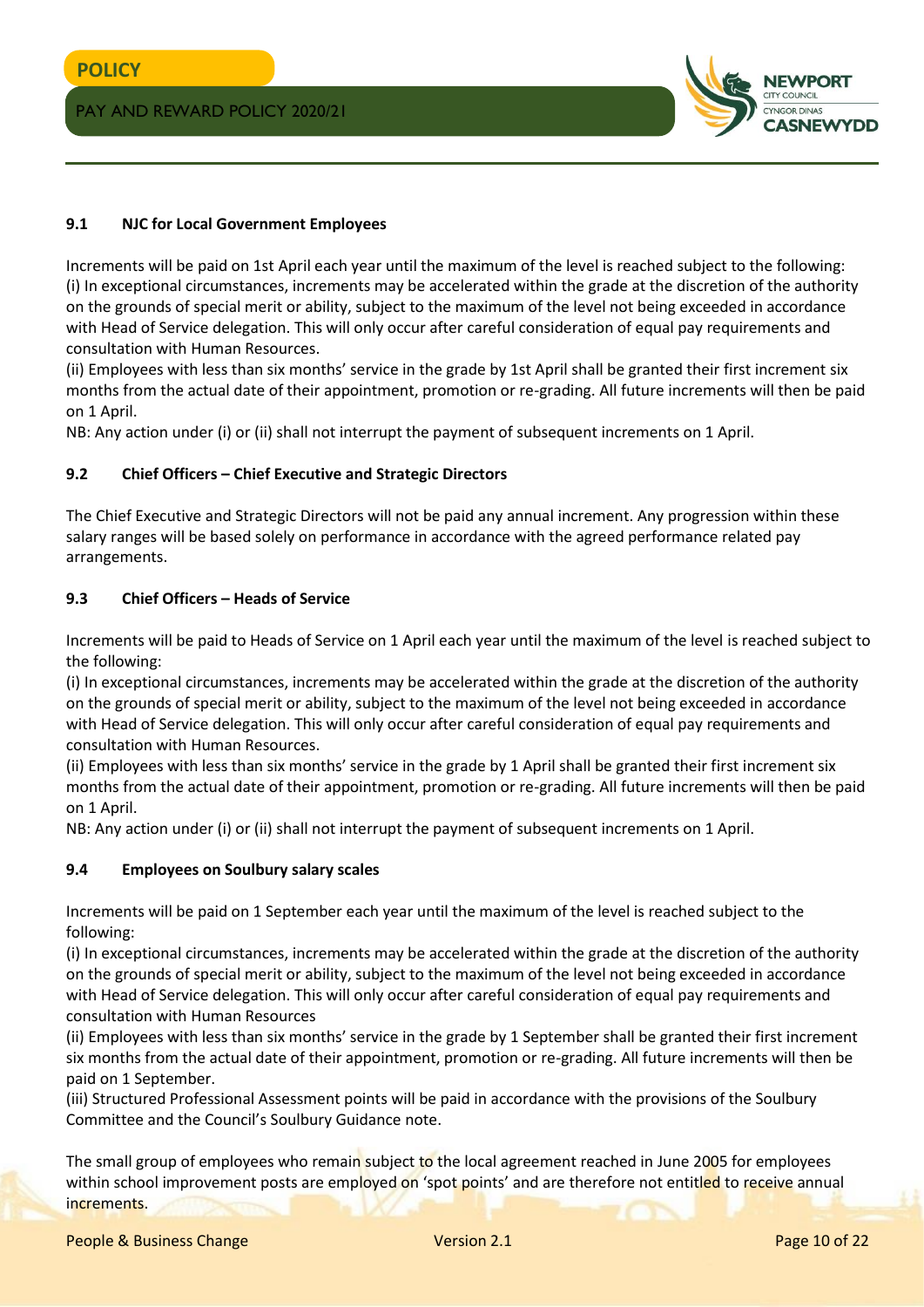### 9.1 NJC for Local Government Employees

Increments will be paid on 1st April each year until the maximum of the level is reached subject to the following:
(i) In exceptional circumstances, increments may be accelerated within the grade at the discretion of the authority on the grounds of special merit or ability, subject to the maximum of the level not being exceeded in accordance with Head of Service delegation. This will only occur after careful consideration of equal pay requirements and consultation with Human Resources.
(ii) Employees with less than six months' service in the grade by 1st April shall be granted their first increment six months from the actual date of their appointment, promotion or re-grading. All future increments will then be paid on 1 April.
NB: Any action under (i) or (ii) shall not interrupt the payment of subsequent increments on 1 April.

### 9.2 Chief Officers – Chief Executive and Strategic Directors

The Chief Executive and Strategic Directors will not be paid any annual increment. Any progression within these salary ranges will be based solely on performance in accordance with the agreed performance related pay arrangements.

### 9.3 Chief Officers – Heads of Service

Increments will be paid to Heads of Service on 1 April each year until the maximum of the level is reached subject to the following:
(i) In exceptional circumstances, increments may be accelerated within the grade at the discretion of the authority on the grounds of special merit or ability, subject to the maximum of the level not being exceeded in accordance with Head of Service delegation. This will only occur after careful consideration of equal pay requirements and consultation with Human Resources.
(ii) Employees with less than six months' service in the grade by 1 April shall be granted their first increment six months from the actual date of their appointment, promotion or re-grading. All future increments will then be paid on 1 April.
NB: Any action under (i) or (ii) shall not interrupt the payment of subsequent increments on 1 April.

### 9.4 Employees on Soulbury salary scales

Increments will be paid on 1 September each year until the maximum of the level is reached subject to the following:
(i) In exceptional circumstances, increments may be accelerated within the grade at the discretion of the authority on the grounds of special merit or ability, subject to the maximum of the level not being exceeded in accordance with Head of Service delegation. This will only occur after careful consideration of equal pay requirements and consultation with Human Resources
(ii) Employees with less than six months' service in the grade by 1 September shall be granted their first increment six months from the actual date of their appointment, promotion or re-grading. All future increments will then be paid on 1 September.
(iii) Structured Professional Assessment points will be paid in accordance with the provisions of the Soulbury Committee and the Council's Soulbury Guidance note.

The small group of employees who remain subject to the local agreement reached in June 2005 for employees within school improvement posts are employed on 'spot points' and are therefore not entitled to receive annual increments.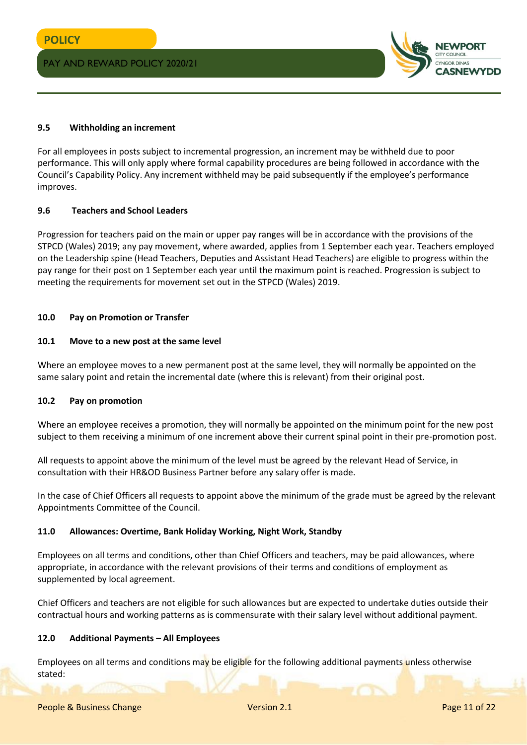### 9.5 Withholding an increment

For all employees in posts subject to incremental progression, an increment may be withheld due to poor performance. This will only apply where formal capability procedures are being followed in accordance with the Council's Capability Policy. Any increment withheld may be paid subsequently if the employee's performance improves.

### 9.6 Teachers and School Leaders

Progression for teachers paid on the main or upper pay ranges will be in accordance with the provisions of the STPCD (Wales) 2019; any pay movement, where awarded, applies from 1 September each year. Teachers employed on the Leadership spine (Head Teachers, Deputies and Assistant Head Teachers) are eligible to progress within the pay range for their post on 1 September each year until the maximum point is reached. Progression is subject to meeting the requirements for movement set out in the STPCD (Wales) 2019.

## 10.0 Pay on Promotion or Transfer

### 10.1 Move to a new post at the same level

Where an employee moves to a new permanent post at the same level, they will normally be appointed on the same salary point and retain the incremental date (where this is relevant) from their original post.

### 10.2 Pay on promotion

Where an employee receives a promotion, they will normally be appointed on the minimum point for the new post subject to them receiving a minimum of one increment above their current spinal point in their pre-promotion post.

All requests to appoint above the minimum of the level must be agreed by the relevant Head of Service, in consultation with their HR&OD Business Partner before any salary offer is made.

In the case of Chief Officers all requests to appoint above the minimum of the grade must be agreed by the relevant Appointments Committee of the Council.

## 11.0 Allowances: Overtime, Bank Holiday Working, Night Work, Standby

Employees on all terms and conditions, other than Chief Officers and teachers, may be paid allowances, where appropriate, in accordance with the relevant provisions of their terms and conditions of employment as supplemented by local agreement.

Chief Officers and teachers are not eligible for such allowances but are expected to undertake duties outside their contractual hours and working patterns as is commensurate with their salary level without additional payment.

## 12.0 Additional Payments – All Employees

Employees on all terms and conditions may be eligible for the following additional payments unless otherwise stated: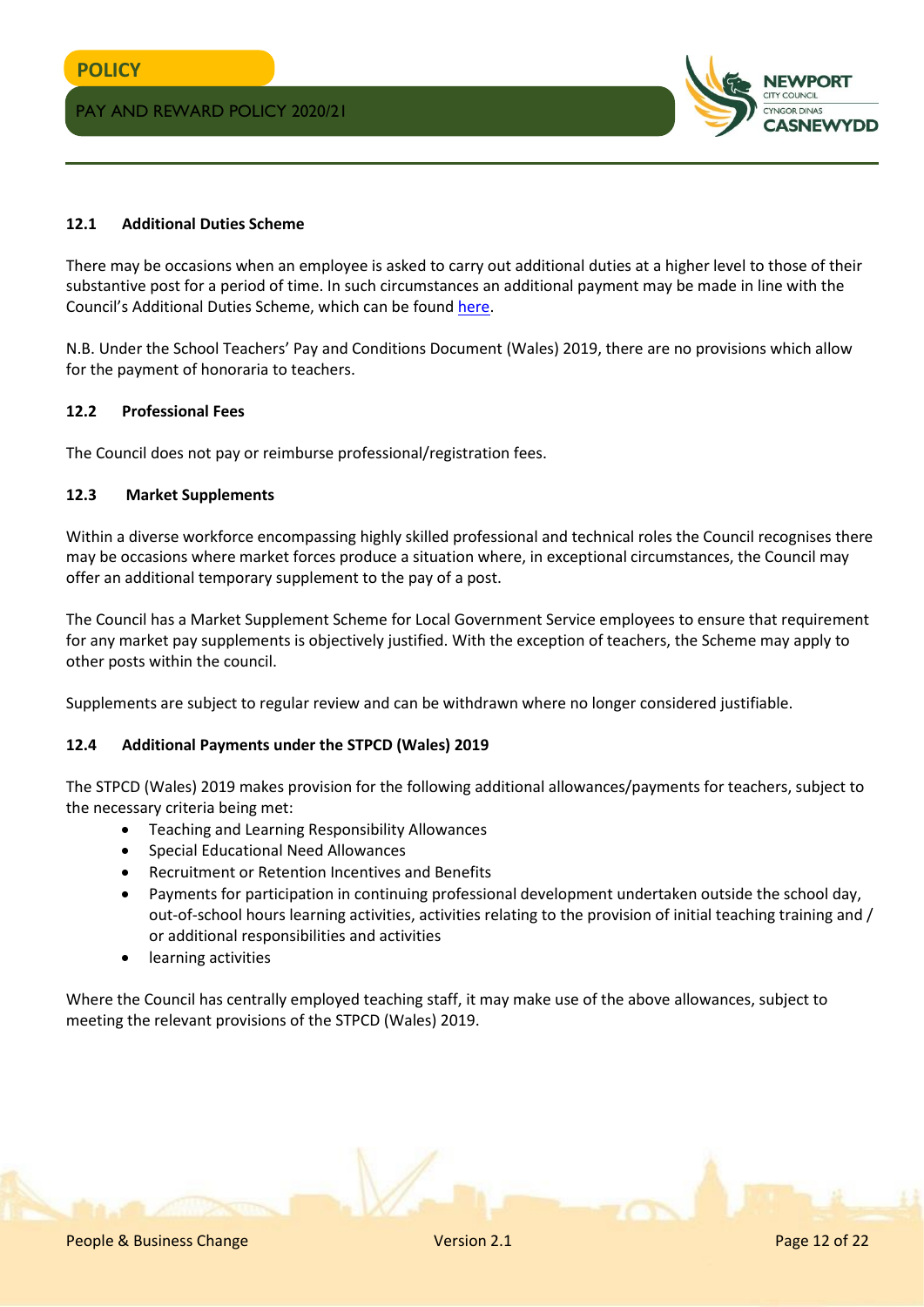### 12.1 Additional Duties Scheme

There may be occasions when an employee is asked to carry out additional duties at a higher level to those of their substantive post for a period of time. In such circumstances an additional payment may be made in line with the Council's Additional Duties Scheme, which can be found here.

N.B. Under the School Teachers' Pay and Conditions Document (Wales) 2019, there are no provisions which allow for the payment of honoraria to teachers.

### 12.2 Professional Fees

The Council does not pay or reimburse professional/registration fees.

### 12.3 Market Supplements

Within a diverse workforce encompassing highly skilled professional and technical roles the Council recognises there may be occasions where market forces produce a situation where, in exceptional circumstances, the Council may offer an additional temporary supplement to the pay of a post.

The Council has a Market Supplement Scheme for Local Government Service employees to ensure that requirement for any market pay supplements is objectively justified. With the exception of teachers, the Scheme may apply to other posts within the council.

Supplements are subject to regular review and can be withdrawn where no longer considered justifiable.

### 12.4 Additional Payments under the STPCD (Wales) 2019

The STPCD (Wales) 2019 makes provision for the following additional allowances/payments for teachers, subject to the necessary criteria being met:

- Teaching and Learning Responsibility Allowances
- Special Educational Need Allowances
- Recruitment or Retention Incentives and Benefits
- Payments for participation in continuing professional development undertaken outside the school day, out-of-school hours learning activities, activities relating to the provision of initial teaching training and / or additional responsibilities and activities
- learning activities

Where the Council has centrally employed teaching staff, it may make use of the above allowances, subject to meeting the relevant provisions of the STPCD (Wales) 2019.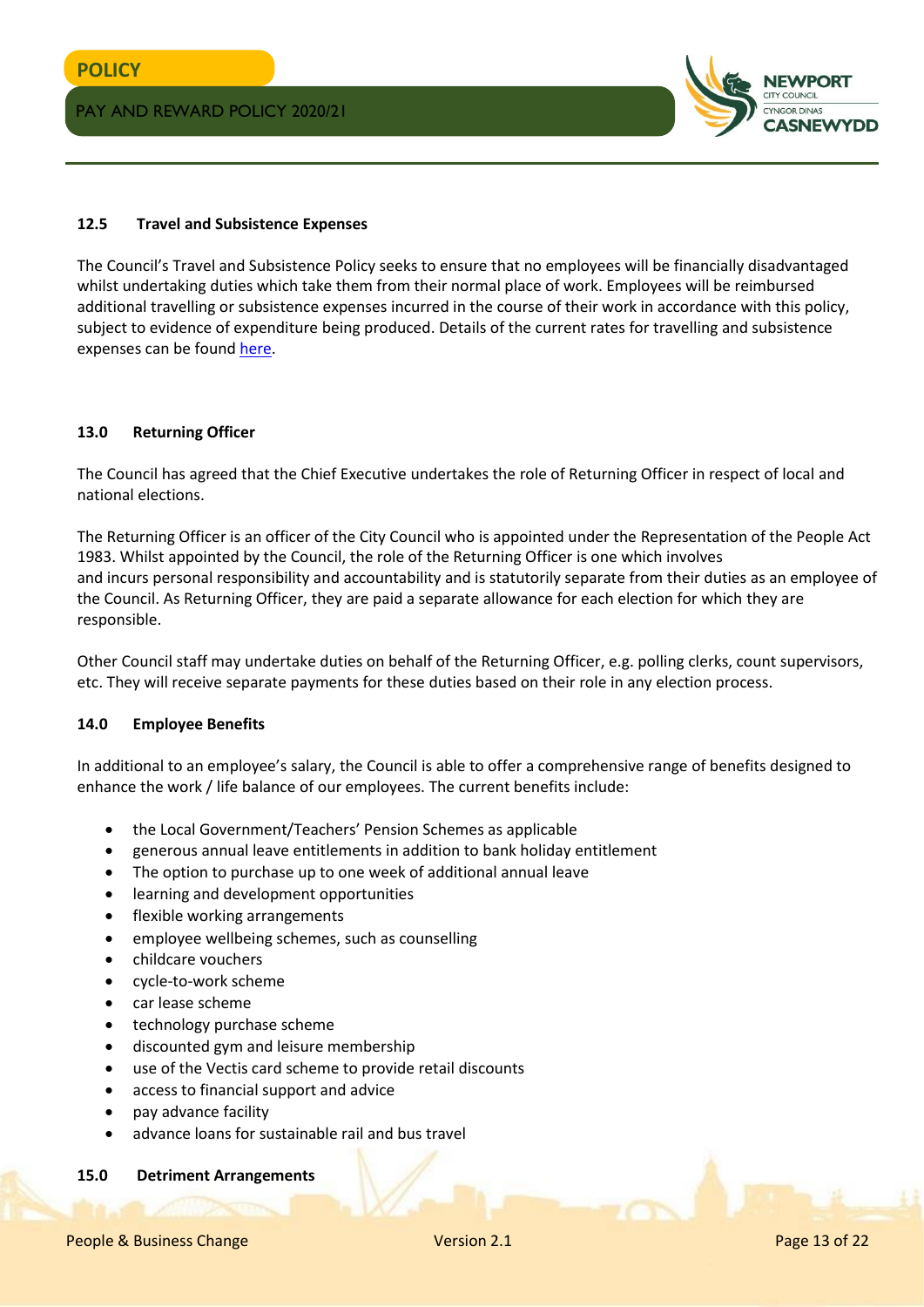### 12.5 Travel and Subsistence Expenses

The Council's Travel and Subsistence Policy seeks to ensure that no employees will be financially disadvantaged whilst undertaking duties which take them from their normal place of work. Employees will be reimbursed additional travelling or subsistence expenses incurred in the course of their work in accordance with this policy, subject to evidence of expenditure being produced. Details of the current rates for travelling and subsistence expenses can be found here.

## 13.0 Returning Officer

The Council has agreed that the Chief Executive undertakes the role of Returning Officer in respect of local and national elections.

The Returning Officer is an officer of the City Council who is appointed under the Representation of the People Act 1983. Whilst appointed by the Council, the role of the Returning Officer is one which involves and incurs personal responsibility and accountability and is statutorily separate from their duties as an employee of the Council. As Returning Officer, they are paid a separate allowance for each election for which they are responsible.

Other Council staff may undertake duties on behalf of the Returning Officer, e.g. polling clerks, count supervisors, etc. They will receive separate payments for these duties based on their role in any election process.

## 14.0 Employee Benefits

In additional to an employee's salary, the Council is able to offer a comprehensive range of benefits designed to enhance the work / life balance of our employees. The current benefits include:

- the Local Government/Teachers' Pension Schemes as applicable
- generous annual leave entitlements in addition to bank holiday entitlement
- The option to purchase up to one week of additional annual leave
- learning and development opportunities
- flexible working arrangements
- employee wellbeing schemes, such as counselling
- childcare vouchers
- cycle-to-work scheme
- car lease scheme
- technology purchase scheme
- discounted gym and leisure membership
- use of the Vectis card scheme to provide retail discounts
- access to financial support and advice
- pay advance facility
- advance loans for sustainable rail and bus travel

## 15.0 Detriment Arrangements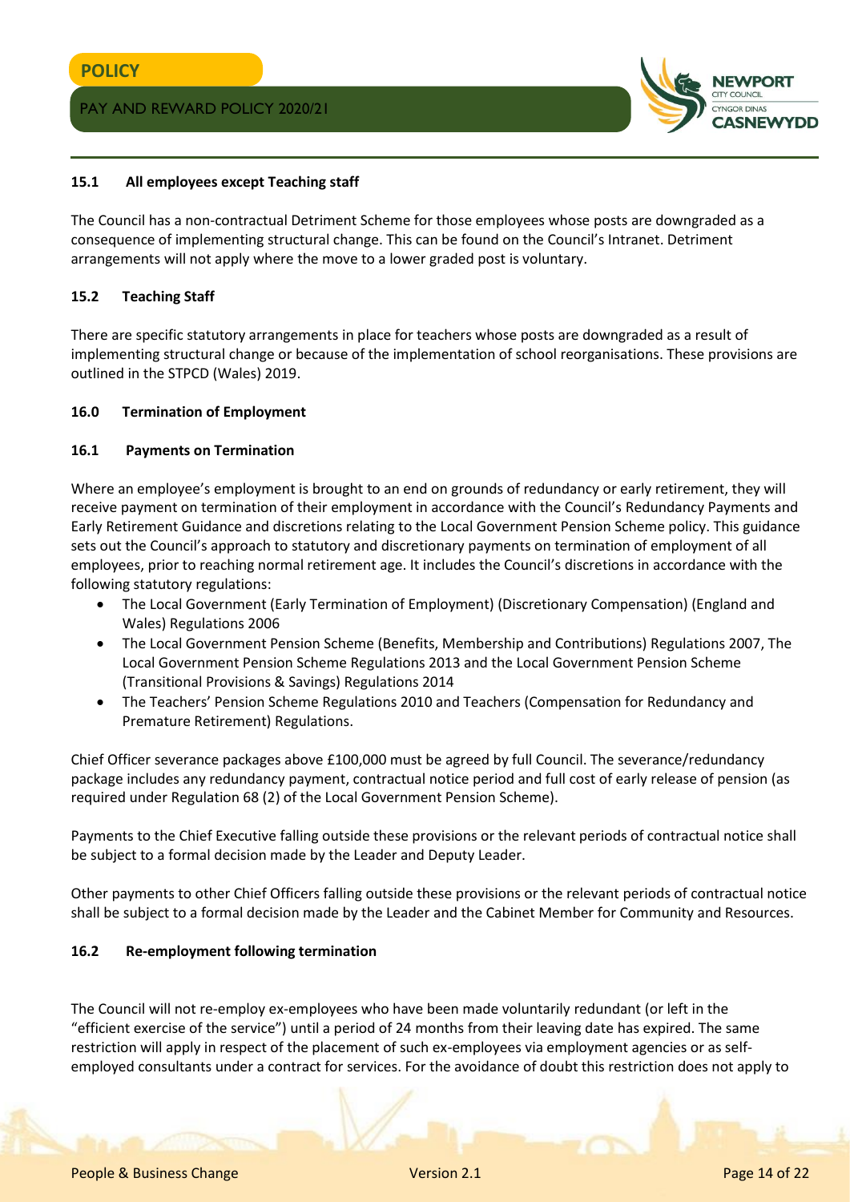### 15.1 All employees except Teaching staff

The Council has a non-contractual Detriment Scheme for those employees whose posts are downgraded as a consequence of implementing structural change. This can be found on the Council's Intranet. Detriment arrangements will not apply where the move to a lower graded post is voluntary.

### 15.2 Teaching Staff

There are specific statutory arrangements in place for teachers whose posts are downgraded as a result of implementing structural change or because of the implementation of school reorganisations. These provisions are outlined in the STPCD (Wales) 2019.

## 16.0 Termination of Employment

### 16.1 Payments on Termination

Where an employee's employment is brought to an end on grounds of redundancy or early retirement, they will receive payment on termination of their employment in accordance with the Council's Redundancy Payments and Early Retirement Guidance and discretions relating to the Local Government Pension Scheme policy. This guidance sets out the Council's approach to statutory and discretionary payments on termination of employment of all employees, prior to reaching normal retirement age. It includes the Council's discretions in accordance with the following statutory regulations:

- The Local Government (Early Termination of Employment) (Discretionary Compensation) (England and Wales) Regulations 2006
- The Local Government Pension Scheme (Benefits, Membership and Contributions) Regulations 2007, The Local Government Pension Scheme Regulations 2013 and the Local Government Pension Scheme (Transitional Provisions & Savings) Regulations 2014
- The Teachers' Pension Scheme Regulations 2010 and Teachers (Compensation for Redundancy and Premature Retirement) Regulations.

Chief Officer severance packages above £100,000 must be agreed by full Council. The severance/redundancy package includes any redundancy payment, contractual notice period and full cost of early release of pension (as required under Regulation 68 (2) of the Local Government Pension Scheme).

Payments to the Chief Executive falling outside these provisions or the relevant periods of contractual notice shall be subject to a formal decision made by the Leader and Deputy Leader.

Other payments to other Chief Officers falling outside these provisions or the relevant periods of contractual notice shall be subject to a formal decision made by the Leader and the Cabinet Member for Community and Resources.

### 16.2 Re-employment following termination

The Council will not re-employ ex-employees who have been made voluntarily redundant (or left in the "efficient exercise of the service") until a period of 24 months from their leaving date has expired. The same restriction will apply in respect of the placement of such ex-employees via employment agencies or as self-employed consultants under a contract for services. For the avoidance of doubt this restriction does not apply to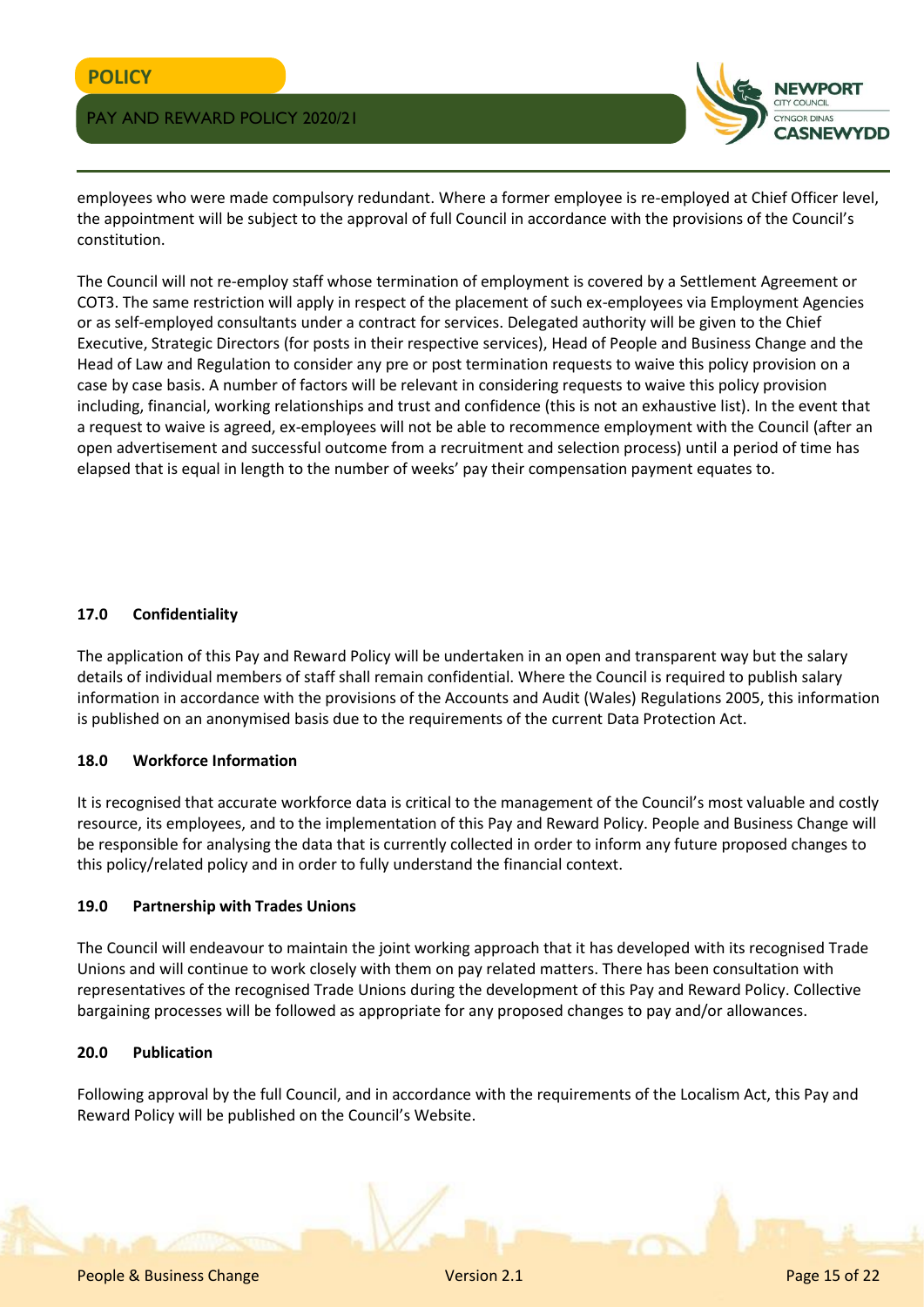employees who were made compulsory redundant. Where a former employee is re-employed at Chief Officer level, the appointment will be subject to the approval of full Council in accordance with the provisions of the Council's constitution.

The Council will not re-employ staff whose termination of employment is covered by a Settlement Agreement or COT3. The same restriction will apply in respect of the placement of such ex-employees via Employment Agencies or as self-employed consultants under a contract for services. Delegated authority will be given to the Chief Executive, Strategic Directors (for posts in their respective services), Head of People and Business Change and the Head of Law and Regulation to consider any pre or post termination requests to waive this policy provision on a case by case basis. A number of factors will be relevant in considering requests to waive this policy provision including, financial, working relationships and trust and confidence (this is not an exhaustive list). In the event that a request to waive is agreed, ex-employees will not be able to recommence employment with the Council (after an open advertisement and successful outcome from a recruitment and selection process) until a period of time has elapsed that is equal in length to the number of weeks' pay their compensation payment equates to.

### 17.0 Confidentiality

The application of this Pay and Reward Policy will be undertaken in an open and transparent way but the salary details of individual members of staff shall remain confidential. Where the Council is required to publish salary information in accordance with the provisions of the Accounts and Audit (Wales) Regulations 2005, this information is published on an anonymised basis due to the requirements of the current Data Protection Act.

### 18.0 Workforce Information

It is recognised that accurate workforce data is critical to the management of the Council's most valuable and costly resource, its employees, and to the implementation of this Pay and Reward Policy. People and Business Change will be responsible for analysing the data that is currently collected in order to inform any future proposed changes to this policy/related policy and in order to fully understand the financial context.

### 19.0 Partnership with Trades Unions

The Council will endeavour to maintain the joint working approach that it has developed with its recognised Trade Unions and will continue to work closely with them on pay related matters. There has been consultation with representatives of the recognised Trade Unions during the development of this Pay and Reward Policy. Collective bargaining processes will be followed as appropriate for any proposed changes to pay and/or allowances.

### 20.0 Publication

Following approval by the full Council, and in accordance with the requirements of the Localism Act, this Pay and Reward Policy will be published on the Council's Website.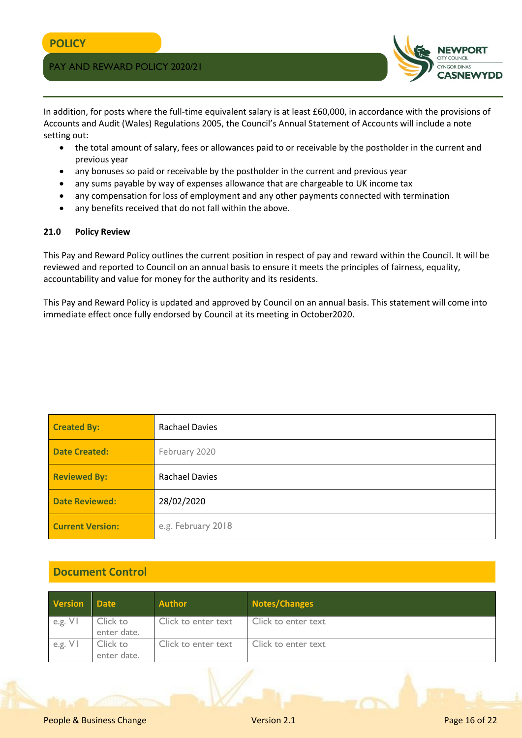In addition, for posts where the full-time equivalent salary is at least £60,000, in accordance with the provisions of Accounts and Audit (Wales) Regulations 2005, the Council's Annual Statement of Accounts will include a note setting out:

- the total amount of salary, fees or allowances paid to or receivable by the postholder in the current and previous year
- any bonuses so paid or receivable by the postholder in the current and previous year
- any sums payable by way of expenses allowance that are chargeable to UK income tax
- any compensation for loss of employment and any other payments connected with termination
- any benefits received that do not fall within the above.

### 21.0 Policy Review

This Pay and Reward Policy outlines the current position in respect of pay and reward within the Council. It will be reviewed and reported to Council on an annual basis to ensure it meets the principles of fairness, equality, accountability and value for money for the authority and its residents.

This Pay and Reward Policy is updated and approved by Council on an annual basis. This statement will come into immediate effect once fully endorsed by Council at its meeting in October2020.

| | |
|---|---|
| **Created By:** | Rachael Davies |
| **Date Created:** | February 2020 |
| **Reviewed By:** | Rachael Davies |
| **Date Reviewed:** | 28/02/2020 |
| **Current Version:** | e.g. February 2018 |

## Document Control

| Version | Date | Author | Notes/Changes |
|---|---|---|---|
| e.g. V1 | Click to enter date. | Click to enter text | Click to enter text |
| e.g. V1 | Click to enter date. | Click to enter text | Click to enter text |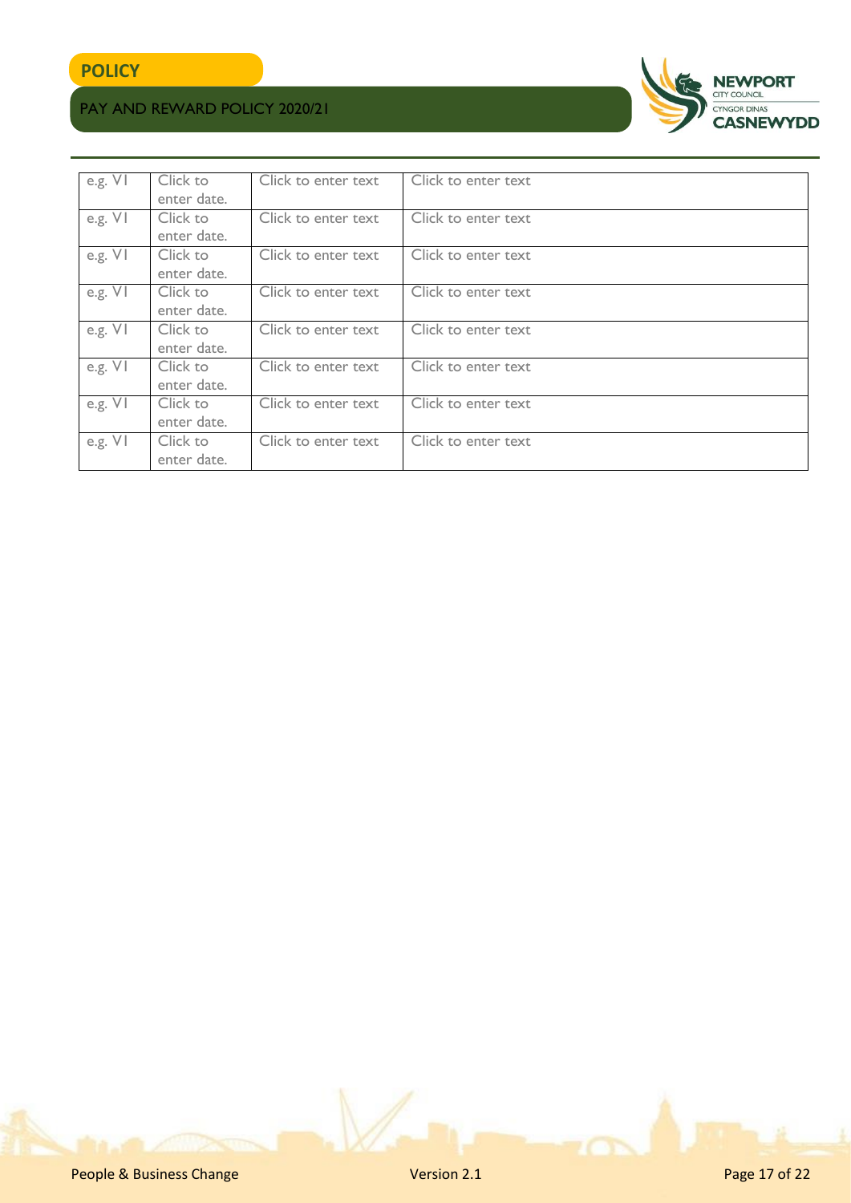| e.g. V1 | Click to enter date. | Click to enter text | Click to enter text |
|---|---|---|---|
| e.g. V1 | Click to enter date. | Click to enter text | Click to enter text |
| e.g. V1 | Click to enter date. | Click to enter text | Click to enter text |
| e.g. V1 | Click to enter date. | Click to enter text | Click to enter text |
| e.g. V1 | Click to enter date. | Click to enter text | Click to enter text |
| e.g. V1 | Click to enter date. | Click to enter text | Click to enter text |
| e.g. V1 | Click to enter date. | Click to enter text | Click to enter text |
| e.g. V1 | Click to enter date. | Click to enter text | Click to enter text |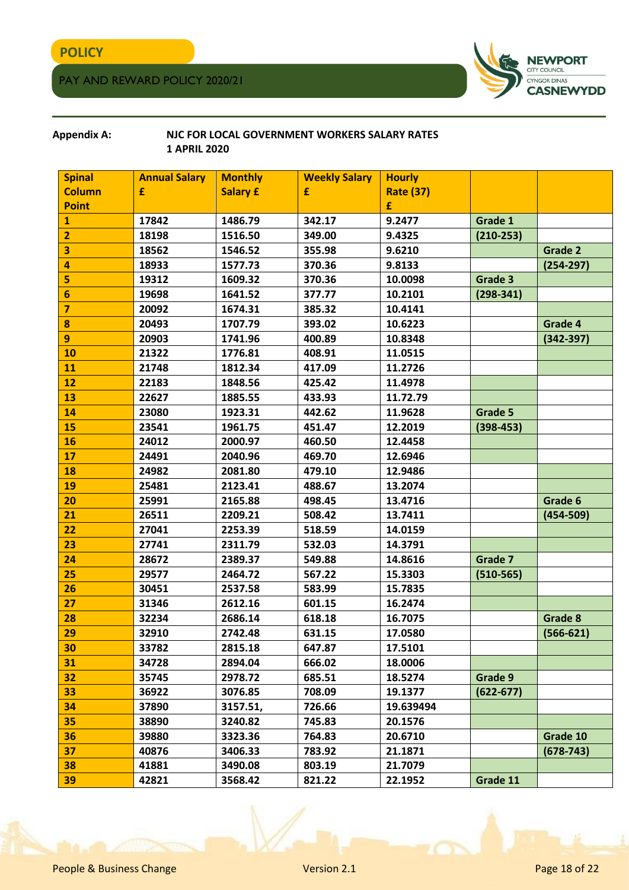**Appendix A:** **NJC FOR LOCAL GOVERNMENT WORKERS SALARY RATES 1 APRIL 2020**

| Spinal Column Point | Annual Salary £ | Monthly Salary £ | Weekly Salary £ | Hourly Rate (37) £ | | |
|---|---|---|---|---|---|---|
| 1 | 17842 | 1486.79 | 342.17 | 9.2477 | Grade 1 | |
| 2 | 18198 | 1516.50 | 349.00 | 9.4325 | (210-253) | |
| 3 | 18562 | 1546.52 | 355.98 | 9.6210 | | Grade 2 |
| 4 | 18933 | 1577.73 | 370.36 | 9.8133 | | (254-297) |
| 5 | 19312 | 1609.32 | 370.36 | 10.0098 | Grade 3 | |
| 6 | 19698 | 1641.52 | 377.77 | 10.2101 | (298-341) | |
| 7 | 20092 | 1674.31 | 385.32 | 10.4141 | | |
| 8 | 20493 | 1707.79 | 393.02 | 10.6223 | | Grade 4 |
| 9 | 20903 | 1741.96 | 400.89 | 10.8348 | | (342-397) |
| 10 | 21322 | 1776.81 | 408.91 | 11.0515 | | |
| 11 | 21748 | 1812.34 | 417.09 | 11.2726 | | |
| 12 | 22183 | 1848.56 | 425.42 | 11.4978 | | |
| 13 | 22627 | 1885.55 | 433.93 | 11.72.79 | | |
| 14 | 23080 | 1923.31 | 442.62 | 11.9628 | Grade 5 | |
| 15 | 23541 | 1961.75 | 451.47 | 12.2019 | (398-453) | |
| 16 | 24012 | 2000.97 | 460.50 | 12.4458 | | |
| 17 | 24491 | 2040.96 | 469.70 | 12.6946 | | |
| 18 | 24982 | 2081.80 | 479.10 | 12.9486 | | |
| 19 | 25481 | 2123.41 | 488.67 | 13.2074 | | |
| 20 | 25991 | 2165.88 | 498.45 | 13.4716 | | Grade 6 |
| 21 | 26511 | 2209.21 | 508.42 | 13.7411 | | (454-509) |
| 22 | 27041 | 2253.39 | 518.59 | 14.0159 | | |
| 23 | 27741 | 2311.79 | 532.03 | 14.3791 | | |
| 24 | 28672 | 2389.37 | 549.88 | 14.8616 | Grade 7 | |
| 25 | 29577 | 2464.72 | 567.22 | 15.3303 | (510-565) | |
| 26 | 30451 | 2537.58 | 583.99 | 15.7835 | | |
| 27 | 31346 | 2612.16 | 601.15 | 16.2474 | | |
| 28 | 32234 | 2686.14 | 618.18 | 16.7075 | | Grade 8 |
| 29 | 32910 | 2742.48 | 631.15 | 17.0580 | | (566-621) |
| 30 | 33782 | 2815.18 | 647.87 | 17.5101 | | |
| 31 | 34728 | 2894.04 | 666.02 | 18.0006 | | |
| 32 | 35745 | 2978.72 | 685.51 | 18.5274 | Grade 9 | |
| 33 | 36922 | 3076.85 | 708.09 | 19.1377 | (622-677) | |
| 34 | 37890 | 3157.51, | 726.66 | 19.639494 | | |
| 35 | 38890 | 3240.82 | 745.83 | 20.1576 | | |
| 36 | 39880 | 3323.36 | 764.83 | 20.6710 | | Grade 10 |
| 37 | 40876 | 3406.33 | 783.92 | 21.1871 | | (678-743) |
| 38 | 41881 | 3490.08 | 803.19 | 21.7079 | | |
| 39 | 42821 | 3568.42 | 821.22 | 22.1952 | Grade 11 | |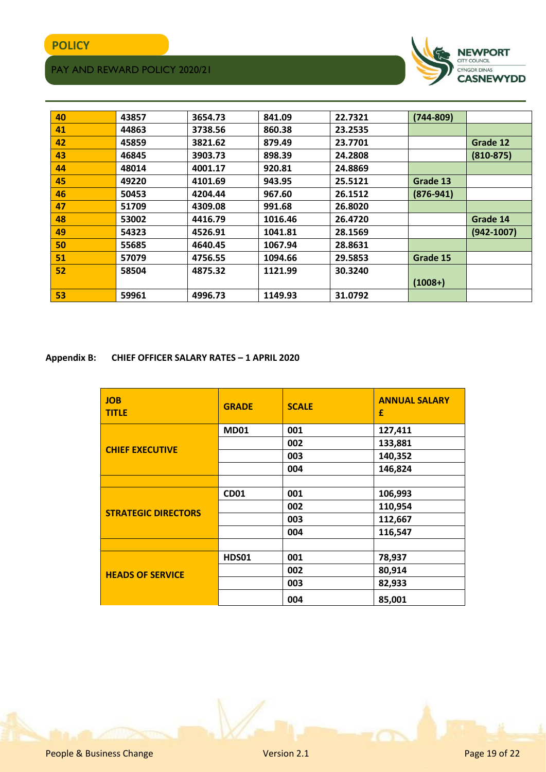| 40 | 43857 | 3654.73 | 841.09 | 22.7321 | (744-809) | |
|---|---|---|---|---|---|---|
| 41 | 44863 | 3738.56 | 860.38 | 23.2535 | | |
| 42 | 45859 | 3821.62 | 879.49 | 23.7701 | | Grade 12 |
| 43 | 46845 | 3903.73 | 898.39 | 24.2808 | | (810-875) |
| 44 | 48014 | 4001.17 | 920.81 | 24.8869 | | |
| 45 | 49220 | 4101.69 | 943.95 | 25.5121 | Grade 13 | |
| 46 | 50453 | 4204.44 | 967.60 | 26.1512 | (876-941) | |
| 47 | 51709 | 4309.08 | 991.68 | 26.8020 | | |
| 48 | 53002 | 4416.79 | 1016.46 | 26.4720 | | Grade 14 |
| 49 | 54323 | 4526.91 | 1041.81 | 28.1569 | | (942-1007) |
| 50 | 55685 | 4640.45 | 1067.94 | 28.8631 | | |
| 51 | 57079 | 4756.55 | 1094.66 | 29.5853 | Grade 15 | |
| 52 | 58504 | 4875.32 | 1121.99 | 30.3240 | (1008+) | |
| 53 | 59961 | 4996.73 | 1149.93 | 31.0792 | | |

**Appendix B: CHIEF OFFICER SALARY RATES – 1 APRIL 2020**

| JOB TITLE | GRADE | SCALE | ANNUAL SALARY £ |
|---|---|---|---|
| CHIEF EXECUTIVE | MD01 | 001 | 127,411 |
| | | 002 | 133,881 |
| | | 003 | 140,352 |
| | | 004 | 146,824 |
| | | | |
| STRATEGIC DIRECTORS | CD01 | 001 | 106,993 |
| | | 002 | 110,954 |
| | | 003 | 112,667 |
| | | 004 | 116,547 |
| | | | |
| HEADS OF SERVICE | HDS01 | 001 | 78,937 |
| | | 002 | 80,914 |
| | | 003 | 82,933 |
| | | 004 | 85,001 |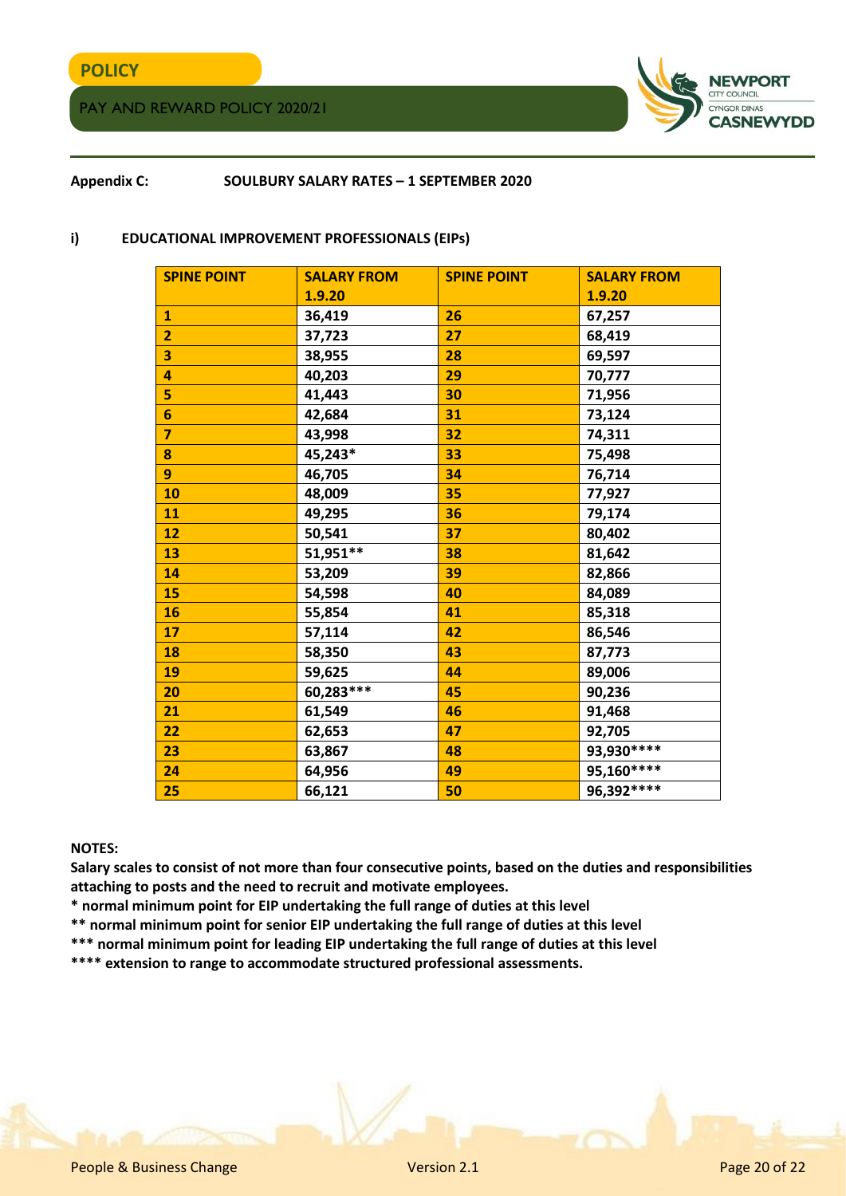**Appendix C: SOULBURY SALARY RATES – 1 SEPTEMBER 2020**

**i) EDUCATIONAL IMPROVEMENT PROFESSIONALS (EIPs)**

| SPINE POINT | SALARY FROM 1.9.20 | SPINE POINT | SALARY FROM 1.9.20 |
|---|---|---|---|
| 1 | 36,419 | 26 | 67,257 |
| 2 | 37,723 | 27 | 68,419 |
| 3 | 38,955 | 28 | 69,597 |
| 4 | 40,203 | 29 | 70,777 |
| 5 | 41,443 | 30 | 71,956 |
| 6 | 42,684 | 31 | 73,124 |
| 7 | 43,998 | 32 | 74,311 |
| 8 | 45,243* | 33 | 75,498 |
| 9 | 46,705 | 34 | 76,714 |
| 10 | 48,009 | 35 | 77,927 |
| 11 | 49,295 | 36 | 79,174 |
| 12 | 50,541 | 37 | 80,402 |
| 13 | 51,951** | 38 | 81,642 |
| 14 | 53,209 | 39 | 82,866 |
| 15 | 54,598 | 40 | 84,089 |
| 16 | 55,854 | 41 | 85,318 |
| 17 | 57,114 | 42 | 86,546 |
| 18 | 58,350 | 43 | 87,773 |
| 19 | 59,625 | 44 | 89,006 |
| 20 | 60,283*** | 45 | 90,236 |
| 21 | 61,549 | 46 | 91,468 |
| 22 | 62,653 | 47 | 92,705 |
| 23 | 63,867 | 48 | 93,930**** |
| 24 | 64,956 | 49 | 95,160**** |
| 25 | 66,121 | 50 | 96,392**** |

**NOTES:**

**Salary scales to consist of not more than four consecutive points, based on the duties and responsibilities attaching to posts and the need to recruit and motivate employees.**

**\* normal minimum point for EIP undertaking the full range of duties at this level**

**\*\* normal minimum point for senior EIP undertaking the full range of duties at this level**

**\*\*\* normal minimum point for leading EIP undertaking the full range of duties at this level**

**\*\*\*\* extension to range to accommodate structured professional assessments.**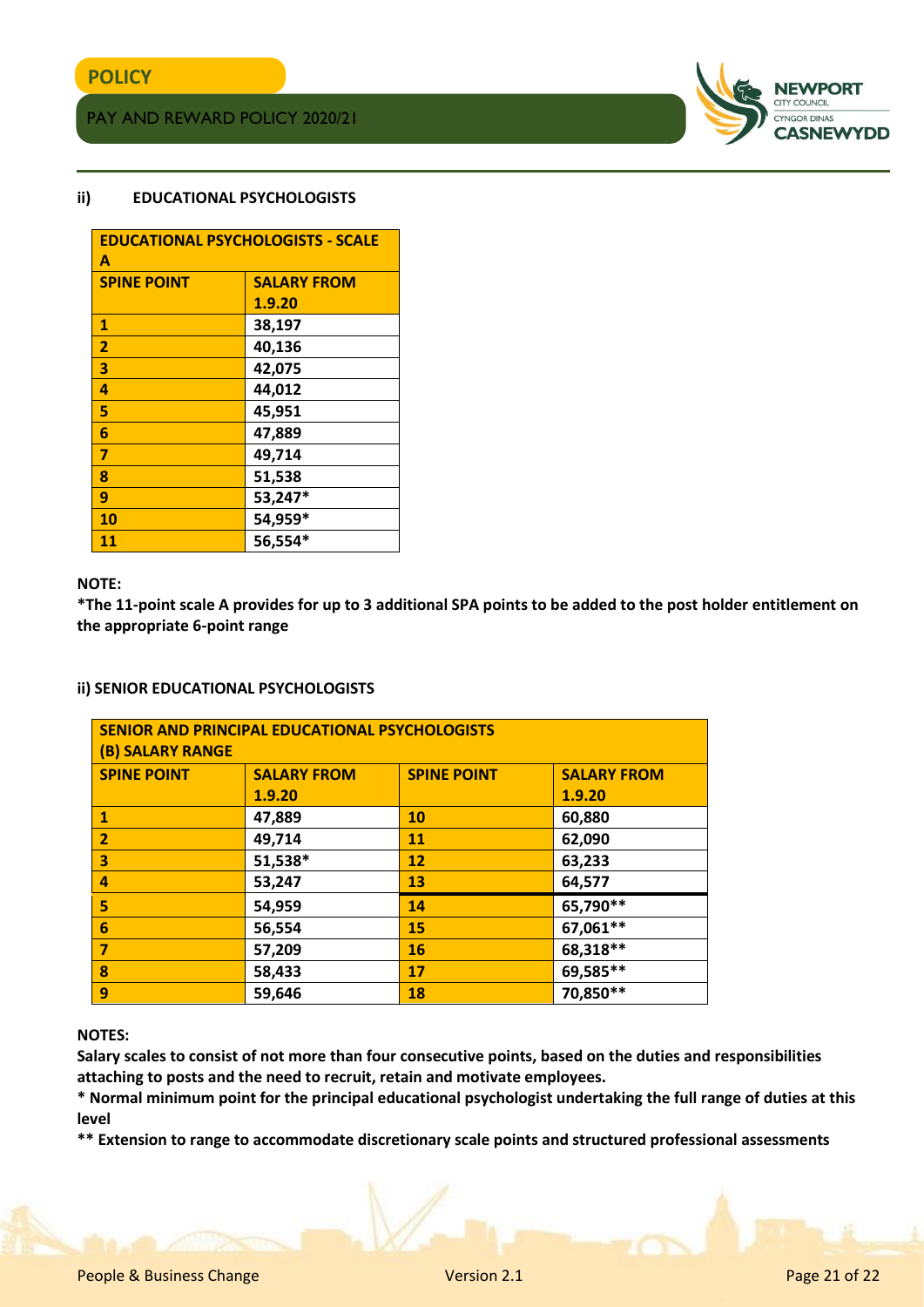### ii) EDUCATIONAL PSYCHOLOGISTS

| EDUCATIONAL PSYCHOLOGISTS - SCALE A | |
|---|---|
| **SPINE POINT** | **SALARY FROM 1.9.20** |
| 1 | 38,197 |
| 2 | 40,136 |
| 3 | 42,075 |
| 4 | 44,012 |
| 5 | 45,951 |
| 6 | 47,889 |
| 7 | 49,714 |
| 8 | 51,538 |
| 9 | 53,247* |
| 10 | 54,959* |
| 11 | 56,554* |

**NOTE:**

**\*The 11-point scale A provides for up to 3 additional SPA points to be added to the post holder entitlement on the appropriate 6-point range**

### ii) SENIOR EDUCATIONAL PSYCHOLOGISTS

| SENIOR AND PRINCIPAL EDUCATIONAL PSYCHOLOGISTS (B) SALARY RANGE | | | |
|---|---|---|---|
| **SPINE POINT** | **SALARY FROM 1.9.20** | **SPINE POINT** | **SALARY FROM 1.9.20** |
| 1 | 47,889 | 10 | 60,880 |
| 2 | 49,714 | 11 | 62,090 |
| 3 | 51,538* | 12 | 63,233 |
| 4 | 53,247 | 13 | 64,577 |
| 5 | 54,959 | 14 | 65,790** |
| 6 | 56,554 | 15 | 67,061** |
| 7 | 57,209 | 16 | 68,318** |
| 8 | 58,433 | 17 | 69,585** |
| 9 | 59,646 | 18 | 70,850** |

**NOTES:**

**Salary scales to consist of not more than four consecutive points, based on the duties and responsibilities attaching to posts and the need to recruit, retain and motivate employees.**

**\* Normal minimum point for the principal educational psychologist undertaking the full range of duties at this level**

**\*\* Extension to range to accommodate discretionary scale points and structured professional assessments**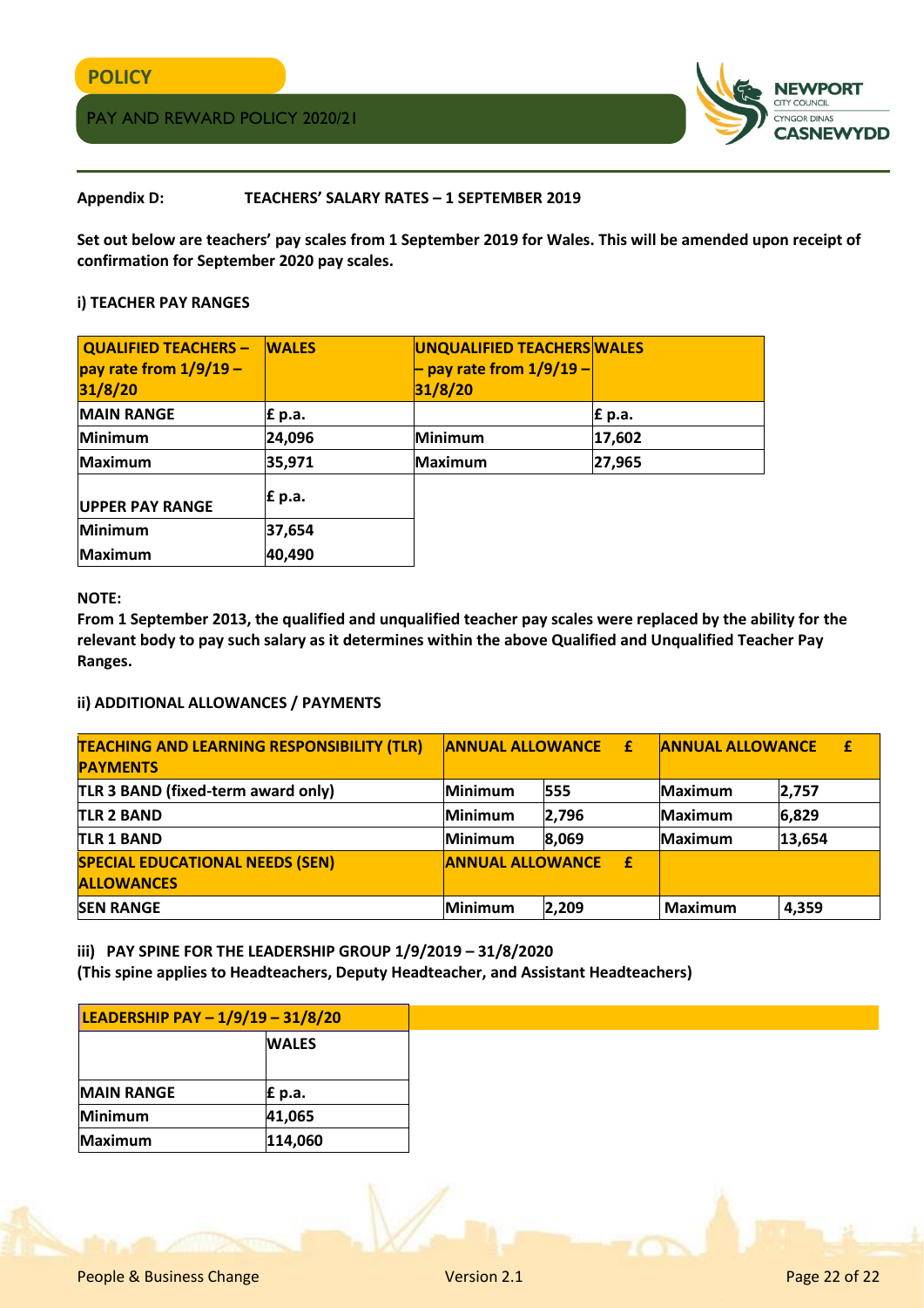**Appendix D: TEACHERS' SALARY RATES – 1 SEPTEMBER 2019**

**Set out below are teachers' pay scales from 1 September 2019 for Wales. This will be amended upon receipt of confirmation for September 2020 pay scales.**

**i) TEACHER PAY RANGES**

| QUALIFIED TEACHERS – pay rate from 1/9/19 – 31/8/20 | WALES | UNQUALIFIED TEACHERS – pay rate from 1/9/19 – 31/8/20 | WALES |
|---|---|---|---|
| MAIN RANGE | £ p.a. | | £ p.a. |
| Minimum | 24,096 | Minimum | 17,602 |
| Maximum | 35,971 | Maximum | 27,965 |
| UPPER PAY RANGE | £ p.a. | | |
| Minimum | 37,654 | | |
| Maximum | 40,490 | | |

**NOTE:**
**From 1 September 2013, the qualified and unqualified teacher pay scales were replaced by the ability for the relevant body to pay such salary as it determines within the above Qualified and Unqualified Teacher Pay Ranges.**

**ii) ADDITIONAL ALLOWANCES / PAYMENTS**

| TEACHING AND LEARNING RESPONSIBILITY (TLR) PAYMENTS | ANNUAL ALLOWANCE £ | | ANNUAL ALLOWANCE £ | |
|---|---|---|---|---|
| TLR 3 BAND (fixed-term award only) | Minimum | 555 | Maximum | 2,757 |
| TLR 2 BAND | Minimum | 2,796 | Maximum | 6,829 |
| TLR 1 BAND | Minimum | 8,069 | Maximum | 13,654 |
| SPECIAL EDUCATIONAL NEEDS (SEN) ALLOWANCES | ANNUAL ALLOWANCE £ | | | |
| SEN RANGE | Minimum | 2,209 | Maximum | 4,359 |

**iii) PAY SPINE FOR THE LEADERSHIP GROUP 1/9/2019 – 31/8/2020**
**(This spine applies to Headteachers, Deputy Headteacher, and Assistant Headteachers)**

| LEADERSHIP PAY – 1/9/19 – 31/8/20 | |
|---|---|
| | WALES |
| MAIN RANGE | £ p.a. |
| Minimum | 41,065 |
| Maximum | 114,060 |